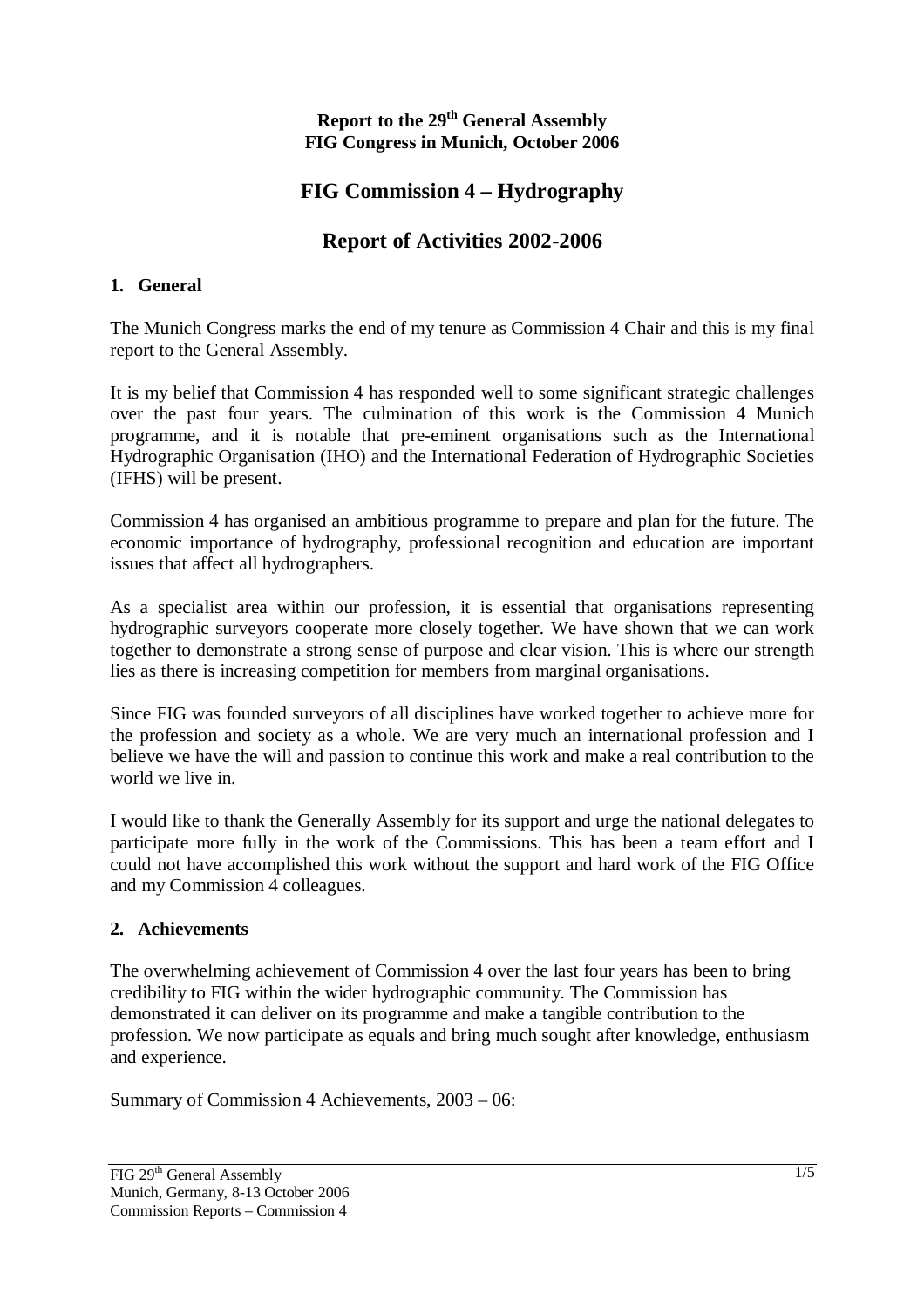**Report to the 29th General Assembly**
**FIG Congress in Munich, October 2006**

# FIG Commission 4 – Hydrography

# Report of Activities 2002-2006

## 1. General

The Munich Congress marks the end of my tenure as Commission 4 Chair and this is my final report to the General Assembly.

It is my belief that Commission 4 has responded well to some significant strategic challenges over the past four years. The culmination of this work is the Commission 4 Munich programme, and it is notable that pre-eminent organisations such as the International Hydrographic Organisation (IHO) and the International Federation of Hydrographic Societies (IFHS) will be present.

Commission 4 has organised an ambitious programme to prepare and plan for the future. The economic importance of hydrography, professional recognition and education are important issues that affect all hydrographers.

As a specialist area within our profession, it is essential that organisations representing hydrographic surveyors cooperate more closely together. We have shown that we can work together to demonstrate a strong sense of purpose and clear vision. This is where our strength lies as there is increasing competition for members from marginal organisations.

Since FIG was founded surveyors of all disciplines have worked together to achieve more for the profession and society as a whole. We are very much an international profession and I believe we have the will and passion to continue this work and make a real contribution to the world we live in.

I would like to thank the Generally Assembly for its support and urge the national delegates to participate more fully in the work of the Commissions. This has been a team effort and I could not have accomplished this work without the support and hard work of the FIG Office and my Commission 4 colleagues.

## 2. Achievements

The overwhelming achievement of Commission 4 over the last four years has been to bring credibility to FIG within the wider hydrographic community. The Commission has demonstrated it can deliver on its programme and make a tangible contribution to the profession. We now participate as equals and bring much sought after knowledge, enthusiasm and experience.

Summary of Commission 4 Achievements, 2003 – 06: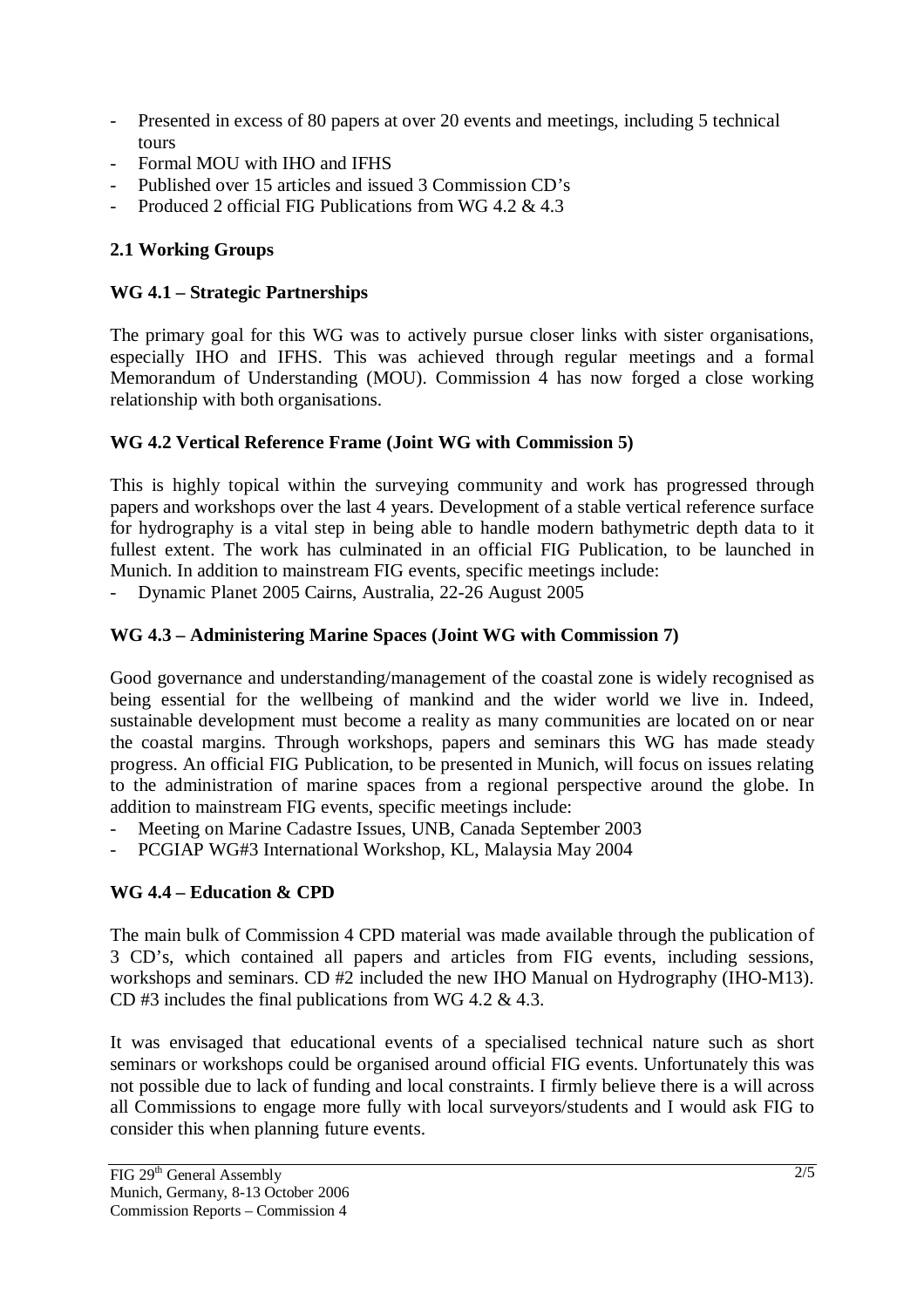- Presented in excess of 80 papers at over 20 events and meetings, including 5 technical tours
- Formal MOU with IHO and IFHS
- Published over 15 articles and issued 3 Commission CD's
- Produced 2 official FIG Publications from WG 4.2 & 4.3

### 2.1 Working Groups

**WG 4.1 – Strategic Partnerships**

The primary goal for this WG was to actively pursue closer links with sister organisations, especially IHO and IFHS. This was achieved through regular meetings and a formal Memorandum of Understanding (MOU). Commission 4 has now forged a close working relationship with both organisations.

**WG 4.2 Vertical Reference Frame (Joint WG with Commission 5)**

This is highly topical within the surveying community and work has progressed through papers and workshops over the last 4 years. Development of a stable vertical reference surface for hydrography is a vital step in being able to handle modern bathymetric depth data to it fullest extent. The work has culminated in an official FIG Publication, to be launched in Munich. In addition to mainstream FIG events, specific meetings include:

- Dynamic Planet 2005 Cairns, Australia, 22-26 August 2005

**WG 4.3 – Administering Marine Spaces (Joint WG with Commission 7)**

Good governance and understanding/management of the coastal zone is widely recognised as being essential for the wellbeing of mankind and the wider world we live in. Indeed, sustainable development must become a reality as many communities are located on or near the coastal margins. Through workshops, papers and seminars this WG has made steady progress. An official FIG Publication, to be presented in Munich, will focus on issues relating to the administration of marine spaces from a regional perspective around the globe. In addition to mainstream FIG events, specific meetings include:

- Meeting on Marine Cadastre Issues, UNB, Canada September 2003
- PCGIAP WG#3 International Workshop, KL, Malaysia May 2004

**WG 4.4 – Education & CPD**

The main bulk of Commission 4 CPD material was made available through the publication of 3 CD's, which contained all papers and articles from FIG events, including sessions, workshops and seminars. CD #2 included the new IHO Manual on Hydrography (IHO-M13). CD #3 includes the final publications from WG 4.2 & 4.3.

It was envisaged that educational events of a specialised technical nature such as short seminars or workshops could be organised around official FIG events. Unfortunately this was not possible due to lack of funding and local constraints. I firmly believe there is a will across all Commissions to engage more fully with local surveyors/students and I would ask FIG to consider this when planning future events.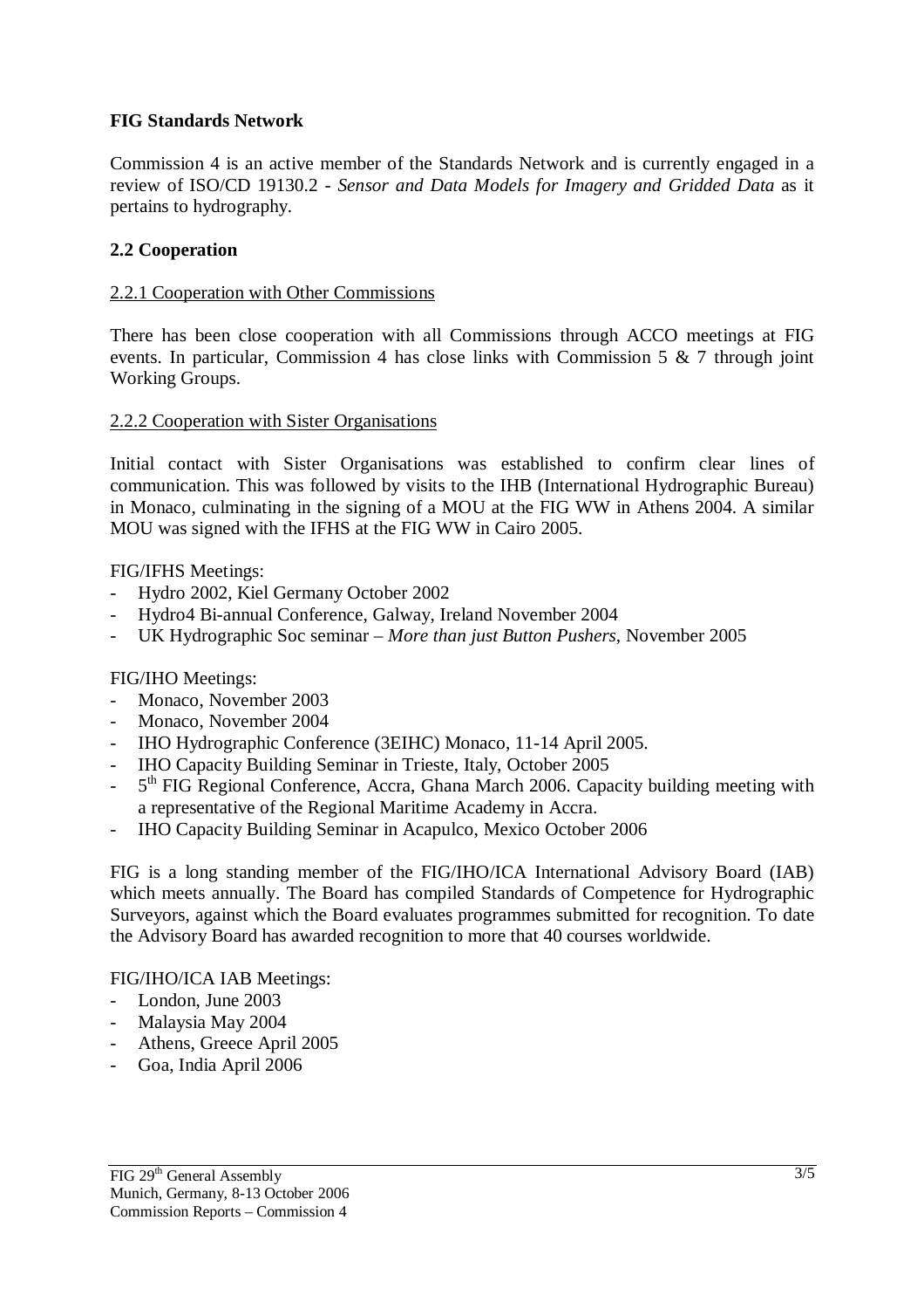**FIG Standards Network**

Commission 4 is an active member of the Standards Network and is currently engaged in a review of ISO/CD 19130.2 - *Sensor and Data Models for Imagery and Gridded Data* as it pertains to hydrography.

## 2.2 Cooperation

### 2.2.1 Cooperation with Other Commissions

There has been close cooperation with all Commissions through ACCO meetings at FIG events. In particular, Commission 4 has close links with Commission 5 & 7 through joint Working Groups.

### 2.2.2 Cooperation with Sister Organisations

Initial contact with Sister Organisations was established to confirm clear lines of communication. This was followed by visits to the IHB (International Hydrographic Bureau) in Monaco, culminating in the signing of a MOU at the FIG WW in Athens 2004. A similar MOU was signed with the IFHS at the FIG WW in Cairo 2005.

FIG/IFHS Meetings:

- Hydro 2002, Kiel Germany October 2002
- Hydro4 Bi-annual Conference, Galway, Ireland November 2004
- UK Hydrographic Soc seminar – *More than just Button Pushers*, November 2005

FIG/IHO Meetings:

- Monaco, November 2003
- Monaco, November 2004
- IHO Hydrographic Conference (3EIHC) Monaco, 11-14 April 2005.
- IHO Capacity Building Seminar in Trieste, Italy, October 2005
- 5th FIG Regional Conference, Accra, Ghana March 2006. Capacity building meeting with a representative of the Regional Maritime Academy in Accra.
- IHO Capacity Building Seminar in Acapulco, Mexico October 2006

FIG is a long standing member of the FIG/IHO/ICA International Advisory Board (IAB) which meets annually. The Board has compiled Standards of Competence for Hydrographic Surveyors, against which the Board evaluates programmes submitted for recognition. To date the Advisory Board has awarded recognition to more that 40 courses worldwide.

FIG/IHO/ICA IAB Meetings:

- London, June 2003
- Malaysia May 2004
- Athens, Greece April 2005
- Goa, India April 2006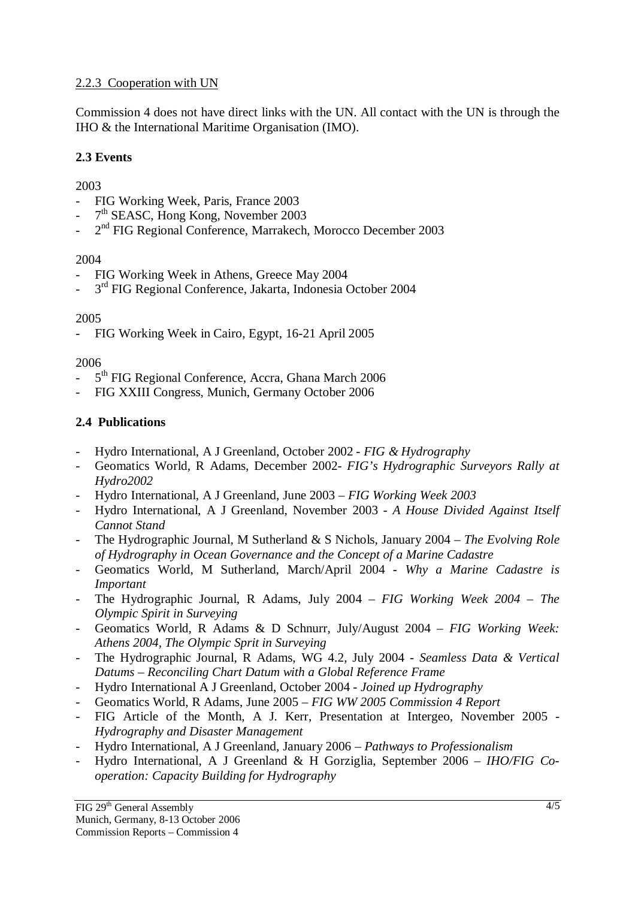2.2.3 Cooperation with UN

Commission 4 does not have direct links with the UN. All contact with the UN is through the IHO & the International Maritime Organisation (IMO).

### 2.3 Events

2003

- FIG Working Week, Paris, France 2003
- 7th SEASC, Hong Kong, November 2003
- 2nd FIG Regional Conference, Marrakech, Morocco December 2003

2004

- FIG Working Week in Athens, Greece May 2004
- 3rd FIG Regional Conference, Jakarta, Indonesia October 2004

2005

- FIG Working Week in Cairo, Egypt, 16-21 April 2005

2006

- 5th FIG Regional Conference, Accra, Ghana March 2006
- FIG XXIII Congress, Munich, Germany October 2006

### 2.4 Publications

- Hydro International, A J Greenland, October 2002 - *FIG & Hydrography*
- Geomatics World, R Adams, December 2002- *FIG's Hydrographic Surveyors Rally at Hydro2002*
- Hydro International, A J Greenland, June 2003 – *FIG Working Week 2003*
- Hydro International, A J Greenland, November 2003 - *A House Divided Against Itself Cannot Stand*
- The Hydrographic Journal, M Sutherland & S Nichols, January 2004 – *The Evolving Role of Hydrography in Ocean Governance and the Concept of a Marine Cadastre*
- Geomatics World, M Sutherland, March/April 2004 - *Why a Marine Cadastre is Important*
- The Hydrographic Journal, R Adams, July 2004 – *FIG Working Week 2004 – The Olympic Spirit in Surveying*
- Geomatics World, R Adams & D Schnurr, July/August 2004 – *FIG Working Week: Athens 2004, The Olympic Sprit in Surveying*
- The Hydrographic Journal, R Adams, WG 4.2, July 2004 - *Seamless Data & Vertical Datums – Reconciling Chart Datum with a Global Reference Frame*
- Hydro International A J Greenland, October 2004 - *Joined up Hydrography*
- Geomatics World, R Adams, June 2005 – *FIG WW 2005 Commission 4 Report*
- FIG Article of the Month, A. J. Kerr, Presentation at Intergeo, November 2005 - *Hydrography and Disaster Management*
- Hydro International, A J Greenland, January 2006 – *Pathways to Professionalism*
- Hydro International, A J Greenland & H Gorziglia, September 2006 – *IHO/FIG Co-operation: Capacity Building for Hydrography*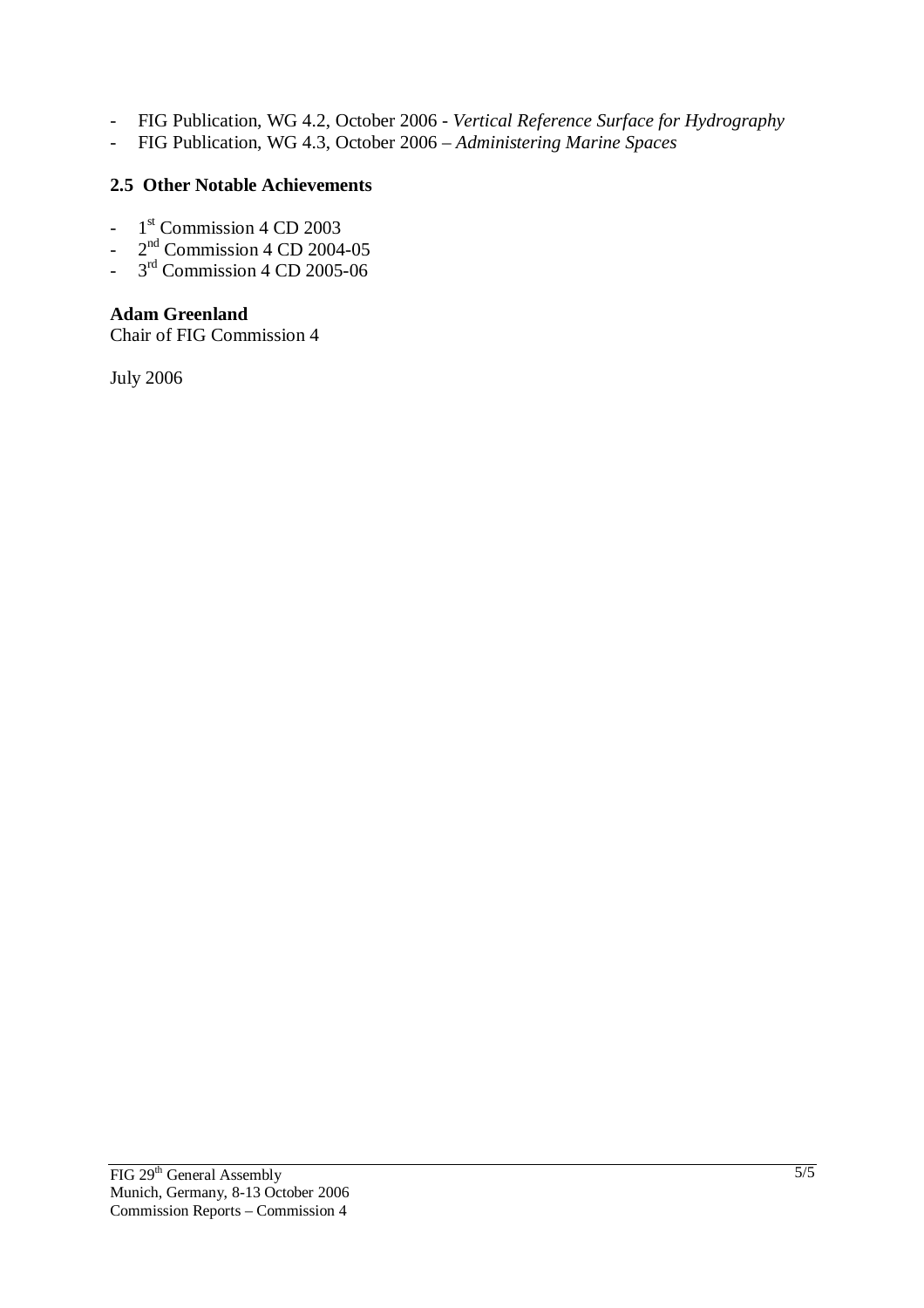- FIG Publication, WG 4.2, October 2006 - *Vertical Reference Surface for Hydrography*
- FIG Publication, WG 4.3, October 2006 – *Administering Marine Spaces*

### 2.5 Other Notable Achievements

- 1st Commission 4 CD 2003
- 2nd Commission 4 CD 2004-05
- 3rd Commission 4 CD 2005-06

**Adam Greenland**
Chair of FIG Commission 4

July 2006